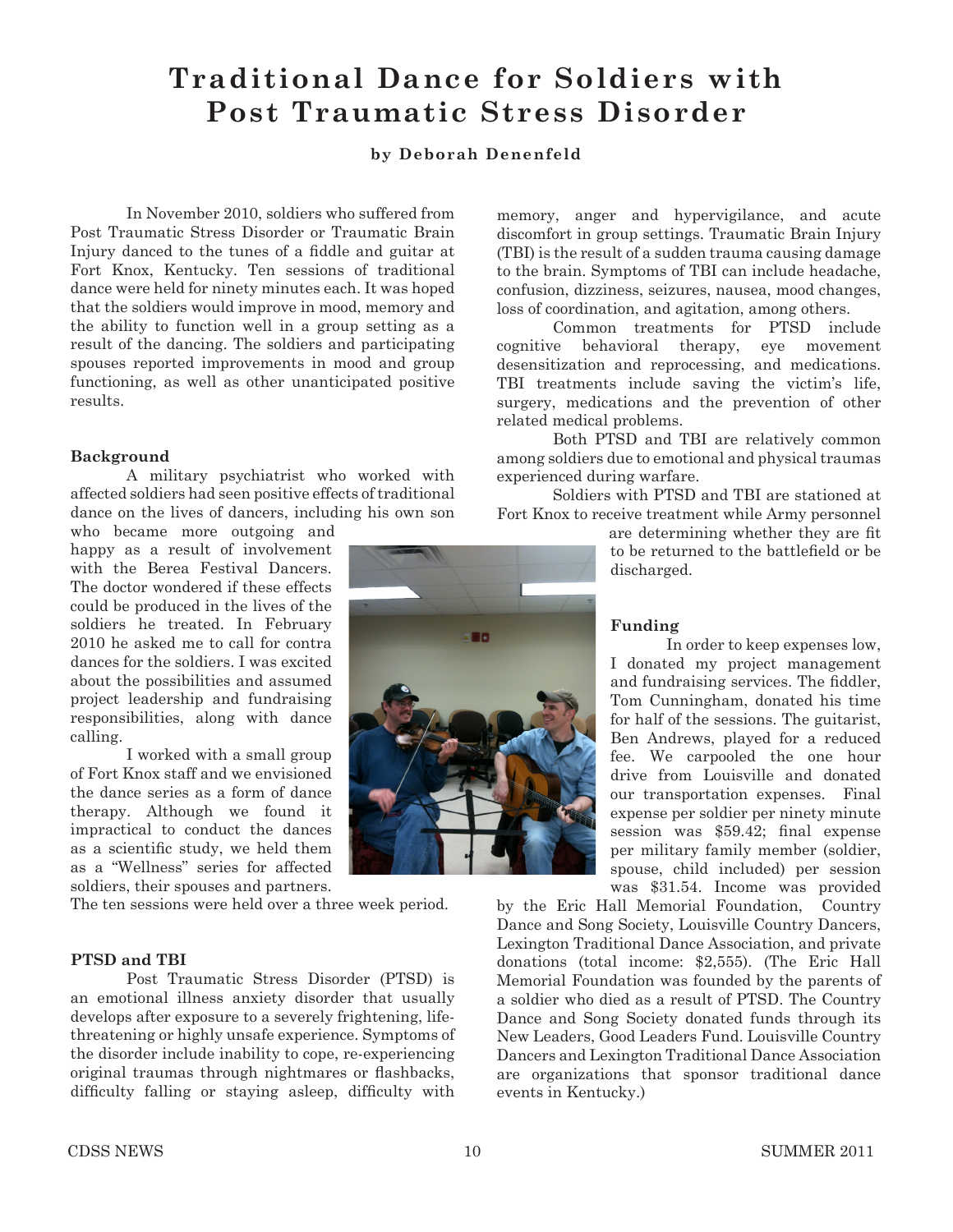# Traditional Dance for Soldiers with Post Traumatic Stress Disorder

**by Deborah Denenfeld**

In November 2010, soldiers who suffered from Post Traumatic Stress Disorder or Traumatic Brain Injury danced to the tunes of a fiddle and guitar at Fort Knox, Kentucky. Ten sessions of traditional dance were held for ninety minutes each. It was hoped that the soldiers would improve in mood, memory and the ability to function well in a group setting as a result of the dancing. The soldiers and participating spouses reported improvements in mood and group functioning, as well as other unanticipated positive results.

### Background

A military psychiatrist who worked with affected soldiers had seen positive effects of traditional dance on the lives of dancers, including his own son who became more outgoing and happy as a result of involvement with the Berea Festival Dancers. The doctor wondered if these effects could be produced in the lives of the soldiers he treated. In February 2010 he asked me to call for contra dances for the soldiers. I was excited about the possibilities and assumed project leadership and fundraising responsibilities, along with dance calling.

I worked with a small group of Fort Knox staff and we envisioned the dance series as a form of dance therapy. Although we found it impractical to conduct the dances as a scientific study, we held them as a "Wellness" series for affected soldiers, their spouses and partners. The ten sessions were held over a three week period.

### PTSD and TBI

Post Traumatic Stress Disorder (PTSD) is an emotional illness anxiety disorder that usually develops after exposure to a severely frightening, life-threatening or highly unsafe experience. Symptoms of the disorder include inability to cope, re-experiencing original traumas through nightmares or flashbacks, difficulty falling or staying asleep, difficulty with memory, anger and hypervigilance, and acute discomfort in group settings. Traumatic Brain Injury (TBI) is the result of a sudden trauma causing damage to the brain. Symptoms of TBI can include headache, confusion, dizziness, seizures, nausea, mood changes, loss of coordination, and agitation, among others.

Common treatments for PTSD include cognitive behavioral therapy, eye movement desensitization and reprocessing, and medications. TBI treatments include saving the victim's life, surgery, medications and the prevention of other related medical problems.

Both PTSD and TBI are relatively common among soldiers due to emotional and physical traumas experienced during warfare.

Soldiers with PTSD and TBI are stationed at Fort Knox to receive treatment while Army personnel are determining whether they are fit to be returned to the battlefield or be discharged.

### Funding

In order to keep expenses low, I donated my project management and fundraising services. The fiddler, Tom Cunningham, donated his time for half of the sessions. The guitarist, Ben Andrews, played for a reduced fee. We carpooled the one hour drive from Louisville and donated our transportation expenses. Final expense per soldier per ninety minute session was $59.42; final expense per military family member (soldier, spouse, child included) per session was $31.54. Income was provided by the Eric Hall Memorial Foundation, Country Dance and Song Society, Louisville Country Dancers, Lexington Traditional Dance Association, and private donations (total income: $2,555). (The Eric Hall Memorial Foundation was founded by the parents of a soldier who died as a result of PTSD. The Country Dance and Song Society donated funds through its New Leaders, Good Leaders Fund. Louisville Country Dancers and Lexington Traditional Dance Association are organizations that sponsor traditional dance events in Kentucky.)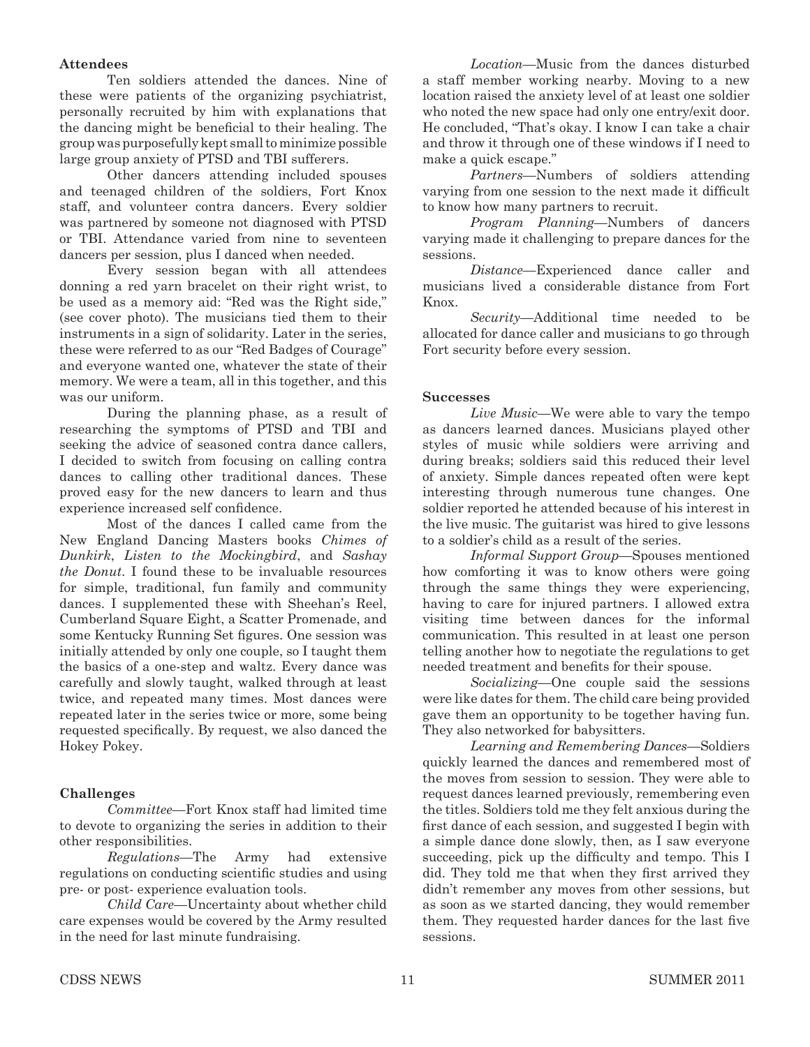**Attendees**

Ten soldiers attended the dances. Nine of these were patients of the organizing psychiatrist, personally recruited by him with explanations that the dancing might be beneficial to their healing. The group was purposefully kept small to minimize possible large group anxiety of PTSD and TBI sufferers.

Other dancers attending included spouses and teenaged children of the soldiers, Fort Knox staff, and volunteer contra dancers. Every soldier was partnered by someone not diagnosed with PTSD or TBI. Attendance varied from nine to seventeen dancers per session, plus I danced when needed.

Every session began with all attendees donning a red yarn bracelet on their right wrist, to be used as a memory aid: "Red was the Right side," (see cover photo). The musicians tied them to their instruments in a sign of solidarity. Later in the series, these were referred to as our "Red Badges of Courage" and everyone wanted one, whatever the state of their memory. We were a team, all in this together, and this was our uniform.

During the planning phase, as a result of researching the symptoms of PTSD and TBI and seeking the advice of seasoned contra dance callers, I decided to switch from focusing on calling contra dances to calling other traditional dances. These proved easy for the new dancers to learn and thus experience increased self confidence.

Most of the dances I called came from the New England Dancing Masters books *Chimes of Dunkirk*, *Listen to the Mockingbird*, and *Sashay the Donut*. I found these to be invaluable resources for simple, traditional, fun family and community dances. I supplemented these with Sheehan's Reel, Cumberland Square Eight, a Scatter Promenade, and some Kentucky Running Set figures. One session was initially attended by only one couple, so I taught them the basics of a one-step and waltz. Every dance was carefully and slowly taught, walked through at least twice, and repeated many times. Most dances were repeated later in the series twice or more, some being requested specifically. By request, we also danced the Hokey Pokey.

**Challenges**

*Committee*—Fort Knox staff had limited time to devote to organizing the series in addition to their other responsibilities.

*Regulations*—The Army had extensive regulations on conducting scientific studies and using pre- or post- experience evaluation tools.

*Child Care*—Uncertainty about whether child care expenses would be covered by the Army resulted in the need for last minute fundraising.

*Location*—Music from the dances disturbed a staff member working nearby. Moving to a new location raised the anxiety level of at least one soldier who noted the new space had only one entry/exit door. He concluded, "That's okay. I know I can take a chair and throw it through one of these windows if I need to make a quick escape."

*Partners*—Numbers of soldiers attending varying from one session to the next made it difficult to know how many partners to recruit.

*Program Planning*—Numbers of dancers varying made it challenging to prepare dances for the sessions.

*Distance*—Experienced dance caller and musicians lived a considerable distance from Fort Knox.

*Security*—Additional time needed to be allocated for dance caller and musicians to go through Fort security before every session.

**Successes**

*Live Music*—We were able to vary the tempo as dancers learned dances. Musicians played other styles of music while soldiers were arriving and during breaks; soldiers said this reduced their level of anxiety. Simple dances repeated often were kept interesting through numerous tune changes. One soldier reported he attended because of his interest in the live music. The guitarist was hired to give lessons to a soldier's child as a result of the series.

*Informal Support Group*—Spouses mentioned how comforting it was to know others were going through the same things they were experiencing, having to care for injured partners. I allowed extra visiting time between dances for the informal communication. This resulted in at least one person telling another how to negotiate the regulations to get needed treatment and benefits for their spouse.

*Socializing*—One couple said the sessions were like dates for them. The child care being provided gave them an opportunity to be together having fun. They also networked for babysitters.

*Learning and Remembering Dances*—Soldiers quickly learned the dances and remembered most of the moves from session to session. They were able to request dances learned previously, remembering even the titles. Soldiers told me they felt anxious during the first dance of each session, and suggested I begin with a simple dance done slowly, then, as I saw everyone succeeding, pick up the difficulty and tempo. This I did. They told me that when they first arrived they didn't remember any moves from other sessions, but as soon as we started dancing, they would remember them. They requested harder dances for the last five sessions.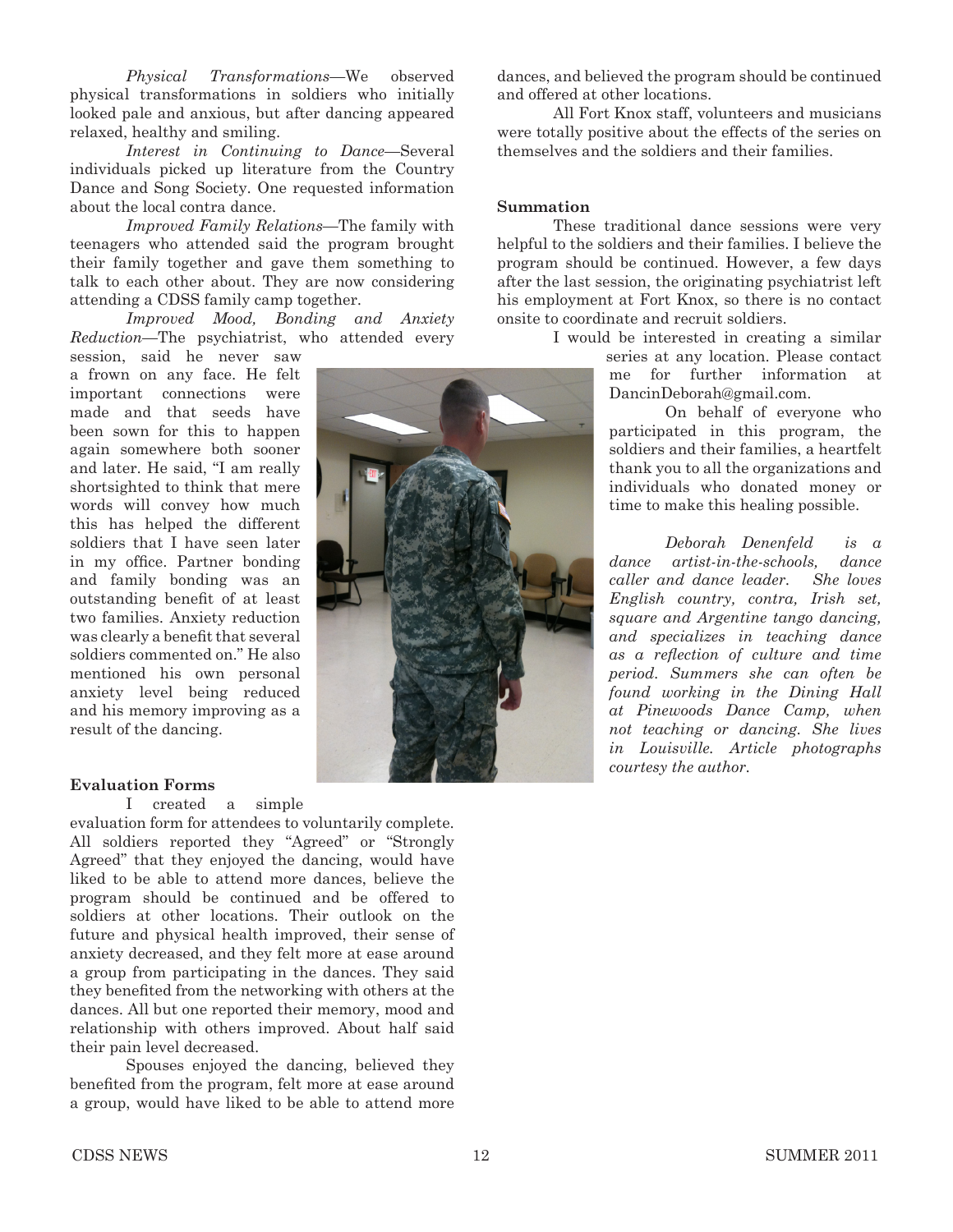*Physical Transformations*—We observed physical transformations in soldiers who initially looked pale and anxious, but after dancing appeared relaxed, healthy and smiling.

*Interest in Continuing to Dance*—Several individuals picked up literature from the Country Dance and Song Society. One requested information about the local contra dance.

*Improved Family Relations*—The family with teenagers who attended said the program brought their family together and gave them something to talk to each other about. They are now considering attending a CDSS family camp together.

*Improved Mood, Bonding and Anxiety Reduction*—The psychiatrist, who attended every session, said he never saw a frown on any face. He felt important connections were made and that seeds have been sown for this to happen again somewhere both sooner and later. He said, "I am really shortsighted to think that mere words will convey how much this has helped the different soldiers that I have seen later in my office. Partner bonding and family bonding was an outstanding benefit of at least two families. Anxiety reduction was clearly a benefit that several soldiers commented on." He also mentioned his own personal anxiety level being reduced and his memory improving as a result of the dancing.

**Evaluation Forms**

I created a simple evaluation form for attendees to voluntarily complete. All soldiers reported they "Agreed" or "Strongly Agreed" that they enjoyed the dancing, would have liked to be able to attend more dances, believe the program should be continued and be offered to soldiers at other locations. Their outlook on the future and physical health improved, their sense of anxiety decreased, and they felt more at ease around a group from participating in the dances. They said they benefited from the networking with others at the dances. All but one reported their memory, mood and relationship with others improved. About half said their pain level decreased.

Spouses enjoyed the dancing, believed they benefited from the program, felt more at ease around a group, would have liked to be able to attend more dances, and believed the program should be continued and offered at other locations.

All Fort Knox staff, volunteers and musicians were totally positive about the effects of the series on themselves and the soldiers and their families.

**Summation**

These traditional dance sessions were very helpful to the soldiers and their families. I believe the program should be continued. However, a few days after the last session, the originating psychiatrist left his employment at Fort Knox, so there is no contact onsite to coordinate and recruit soldiers.

I would be interested in creating a similar series at any location. Please contact me for further information at DancinDeborah@gmail.com.

On behalf of everyone who participated in this program, the soldiers and their families, a heartfelt thank you to all the organizations and individuals who donated money or time to make this healing possible.

*Deborah Denenfeld is a dance artist-in-the-schools, dance caller and dance leader. She loves English country, contra, Irish set, square and Argentine tango dancing, and specializes in teaching dance as a reflection of culture and time period. Summers she can often be found working in the Dining Hall at Pinewoods Dance Camp, when not teaching or dancing. She lives in Louisville. Article photographs courtesy the author.*